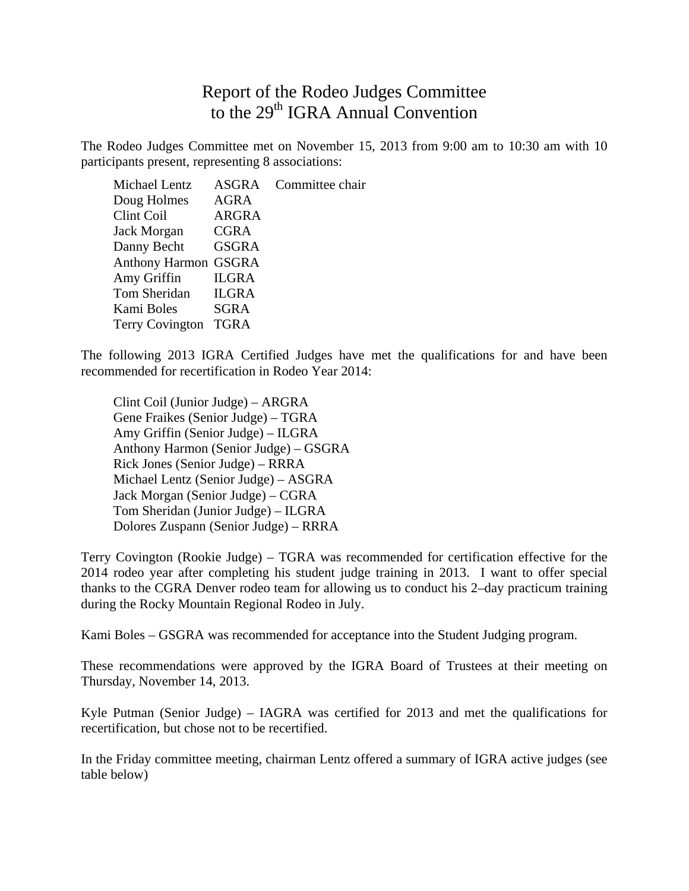# Report of the Rodeo Judges Committee to the 29th IGRA Annual Convention

The Rodeo Judges Committee met on November 15, 2013 from 9:00 am to 10:30 am with 10 participants present, representing 8 associations:

| | | |
|---|---|---|
| Michael Lentz | ASGRA | Committee chair |
| Doug Holmes | AGRA | |
| Clint Coil | ARGRA | |
| Jack Morgan | CGRA | |
| Danny Becht | GSGRA | |
| Anthony Harmon | GSGRA | |
| Amy Griffin | ILGRA | |
| Tom Sheridan | ILGRA | |
| Kami Boles | SGRA | |
| Terry Covington | TGRA | |

The following 2013 IGRA Certified Judges have met the qualifications for and have been recommended for recertification in Rodeo Year 2014:

Clint Coil (Junior Judge) – ARGRA
Gene Fraikes (Senior Judge) – TGRA
Amy Griffin (Senior Judge) – ILGRA
Anthony Harmon (Senior Judge) – GSGRA
Rick Jones (Senior Judge) – RRRA
Michael Lentz (Senior Judge) – ASGRA
Jack Morgan (Senior Judge) – CGRA
Tom Sheridan (Junior Judge) – ILGRA
Dolores Zuspann (Senior Judge) – RRRA

Terry Covington (Rookie Judge) – TGRA was recommended for certification effective for the 2014 rodeo year after completing his student judge training in 2013. I want to offer special thanks to the CGRA Denver rodeo team for allowing us to conduct his 2–day practicum training during the Rocky Mountain Regional Rodeo in July.

Kami Boles – GSGRA was recommended for acceptance into the Student Judging program.

These recommendations were approved by the IGRA Board of Trustees at their meeting on Thursday, November 14, 2013.

Kyle Putman (Senior Judge) – IAGRA was certified for 2013 and met the qualifications for recertification, but chose not to be recertified.

In the Friday committee meeting, chairman Lentz offered a summary of IGRA active judges (see table below)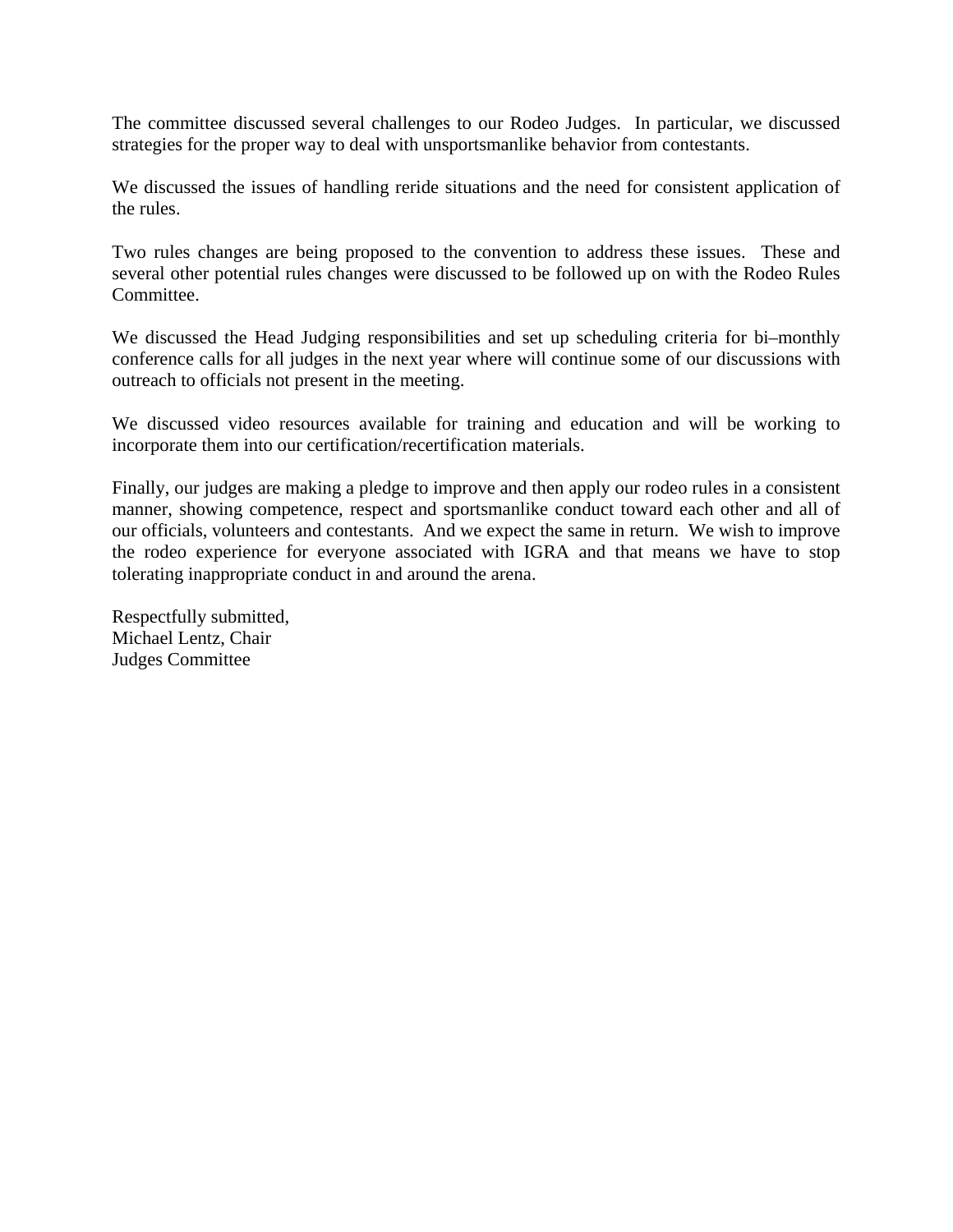The committee discussed several challenges to our Rodeo Judges. In particular, we discussed strategies for the proper way to deal with unsportsmanlike behavior from contestants.

We discussed the issues of handling reride situations and the need for consistent application of the rules.

Two rules changes are being proposed to the convention to address these issues. These and several other potential rules changes were discussed to be followed up on with the Rodeo Rules Committee.

We discussed the Head Judging responsibilities and set up scheduling criteria for bi–monthly conference calls for all judges in the next year where will continue some of our discussions with outreach to officials not present in the meeting.

We discussed video resources available for training and education and will be working to incorporate them into our certification/recertification materials.

Finally, our judges are making a pledge to improve and then apply our rodeo rules in a consistent manner, showing competence, respect and sportsmanlike conduct toward each other and all of our officials, volunteers and contestants. And we expect the same in return. We wish to improve the rodeo experience for everyone associated with IGRA and that means we have to stop tolerating inappropriate conduct in and around the arena.

Respectfully submitted,  
Michael Lentz, Chair  
Judges Committee